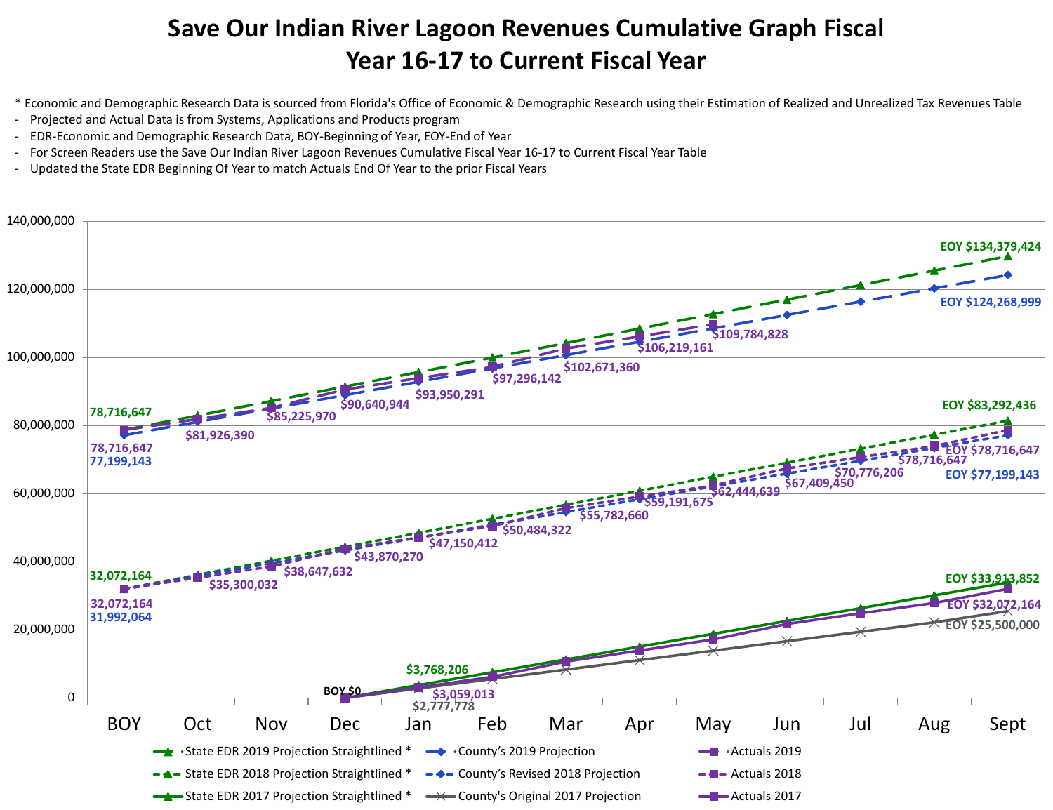# Save Our Indian River Lagoon Revenues Cumulative Graph Fiscal Year 16-17 to Current Fiscal Year

* Economic and Demographic Research Data is sourced from Florida's Office of Economic & Demographic Research using their Estimation of Realized and Unrealized Tax Revenues Table

- Projected and Actual Data is from Systems, Applications and Products program
- EDR-Economic and Demographic Research Data, BOY-Beginning of Year, EOY-End of Year
- For Screen Readers use the Save Our Indian River Lagoon Revenues Cumulative Fiscal Year 16-17 to Current Fiscal Year Table
- Updated the State EDR Beginning Of Year to match Actuals End Of Year to the prior Fiscal Years

Y-axis: 0; 20,000,000; 40,000,000; 60,000,000; 80,000,000; 100,000,000; 120,000,000; 140,000,000

X-axis: BOY, Oct, Nov, Dec, Jan, Feb, Mar, Apr, May, Jun, Jul, Aug, Sept

Data labels:

- Fiscal Year 2019: State EDR BOY 78,716,647; Actuals BOY 78,716,647; County BOY 77,199,143; $81,926,390; $85,225,970; $90,640,944; $93,950,291; $97,296,142; $102,671,360; $106,219,161; $109,784,828; State EDR EOY $134,379,424; County EOY $124,268,999
- Fiscal Year 2018: State EDR BOY 32,072,164; Actuals BOY 32,072,164; County BOY 31,992,064; $35,300,032; $38,647,632; $43,870,270; $47,150,412; $50,484,322; $55,782,660; $59,191,675; $62,444,639; $67,409,450; $70,776,206; $78,716,647; Actuals EOY $78,716,647; State EDR EOY $83,292,436; County EOY $77,199,143
- Fiscal Year 2017: BOY $0; State EDR Jan $3,768,206; Actuals Jan $3,059,013; County Jan $2,777,778; State EDR EOY $33,913,852; Actuals EOY $32,072,164; County EOY $25,500,000

Legend:

- State EDR 2019 Projection Straightlined *
- County's 2019 Projection
- Actuals 2019
- State EDR 2018 Projection Straightlined *
- County's Revised 2018 Projection
- Actuals 2018
- State EDR 2017 Projection Straightlined *
- County's Original 2017 Projection
- Actuals 2017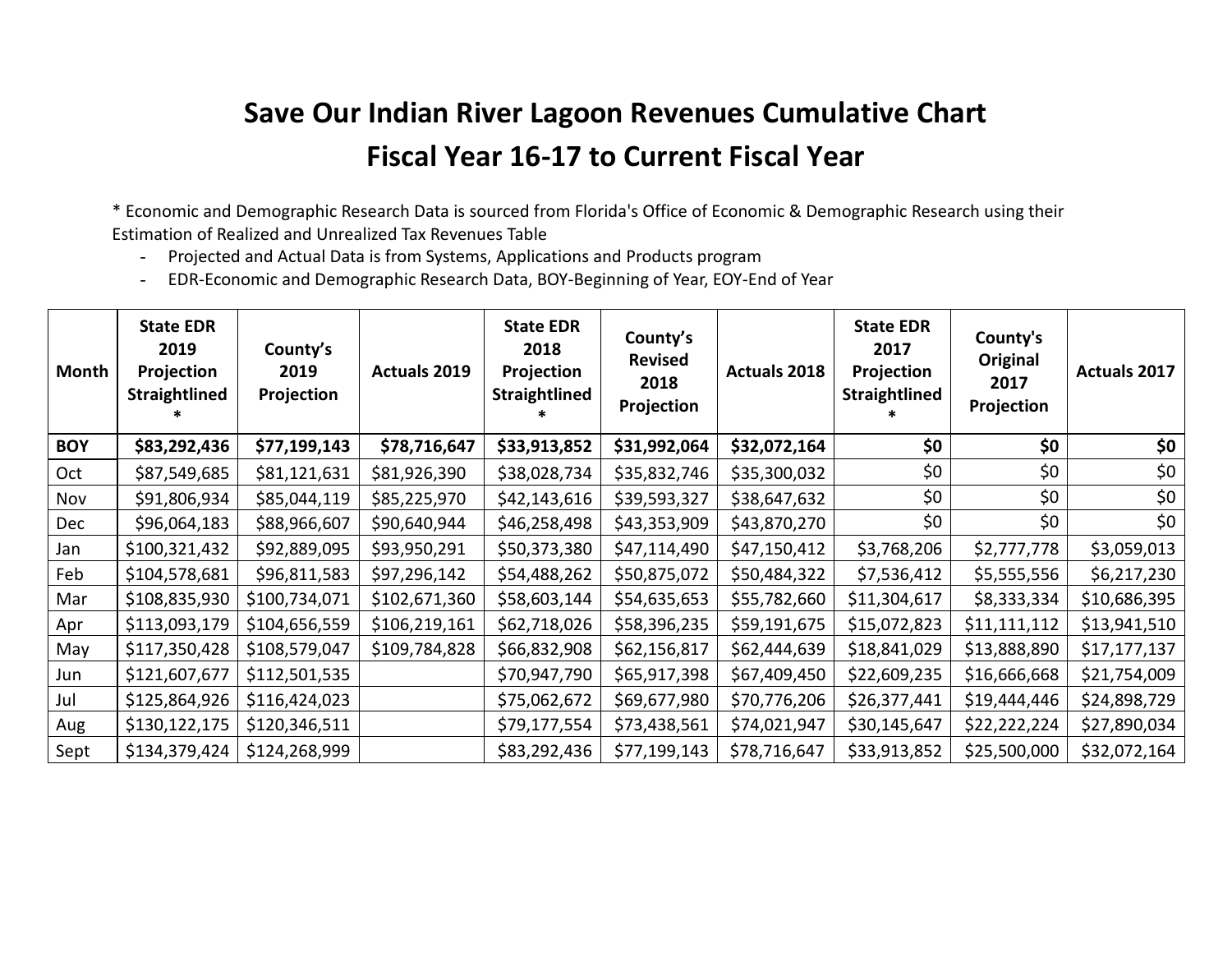# Save Our Indian River Lagoon Revenues Cumulative Chart

## Fiscal Year 16-17 to Current Fiscal Year

* Economic and Demographic Research Data is sourced from Florida's Office of Economic & Demographic Research using their Estimation of Realized and Unrealized Tax Revenues Table

- Projected and Actual Data is from Systems, Applications and Products program
- EDR-Economic and Demographic Research Data, BOY-Beginning of Year, EOY-End of Year

| Month | State EDR 2019 Projection Straightlined * | County's 2019 Projection | Actuals 2019 | State EDR 2018 Projection Straightlined * | County's Revised 2018 Projection | Actuals 2018 | State EDR 2017 Projection Straightlined * | County's Original 2017 Projection | Actuals 2017 |
|---|---|---|---|---|---|---|---|---|---|
| **BOY** | **$83,292,436** | **$77,199,143** | **$78,716,647** | **$33,913,852** | **$31,992,064** | **$32,072,164** | **$0** | **$0** | **$0** |
| Oct | $87,549,685 | $81,121,631 | $81,926,390 | $38,028,734 | $35,832,746 | $35,300,032 | $0 | $0 | $0 |
| Nov | $91,806,934 | $85,044,119 | $85,225,970 | $42,143,616 | $39,593,327 | $38,647,632 | $0 | $0 | $0 |
| Dec | $96,064,183 | $88,966,607 | $90,640,944 | $46,258,498 | $43,353,909 | $43,870,270 | $0 | $0 | $0 |
| Jan | $100,321,432 | $92,889,095 | $93,950,291 | $50,373,380 | $47,114,490 | $47,150,412 | $3,768,206 | $2,777,778 | $3,059,013 |
| Feb | $104,578,681 | $96,811,583 | $97,296,142 | $54,488,262 | $50,875,072 | $50,484,322 | $7,536,412 | $5,555,556 | $6,217,230 |
| Mar | $108,835,930 | $100,734,071 | $102,671,360 | $58,603,144 | $54,635,653 | $55,782,660 | $11,304,617 | $8,333,334 | $10,686,395 |
| Apr | $113,093,179 | $104,656,559 | $106,219,161 | $62,718,026 | $58,396,235 | $59,191,675 | $15,072,823 | $11,111,112 | $13,941,510 |
| May | $117,350,428 | $108,579,047 | $109,784,828 | $66,832,908 | $62,156,817 | $62,444,639 | $18,841,029 | $13,888,890 | $17,177,137 |
| Jun | $121,607,677 | $112,501,535 | | $70,947,790 | $65,917,398 | $67,409,450 | $22,609,235 | $16,666,668 | $21,754,009 |
| Jul | $125,864,926 | $116,424,023 | | $75,062,672 | $69,677,980 | $70,776,206 | $26,377,441 | $19,444,446 | $24,898,729 |
| Aug | $130,122,175 | $120,346,511 | | $79,177,554 | $73,438,561 | $74,021,947 | $30,145,647 | $22,222,224 | $27,890,034 |
| Sept | $134,379,424 | $124,268,999 | | $83,292,436 | $77,199,143 | $78,716,647 | $33,913,852 | $25,500,000 | $32,072,164 |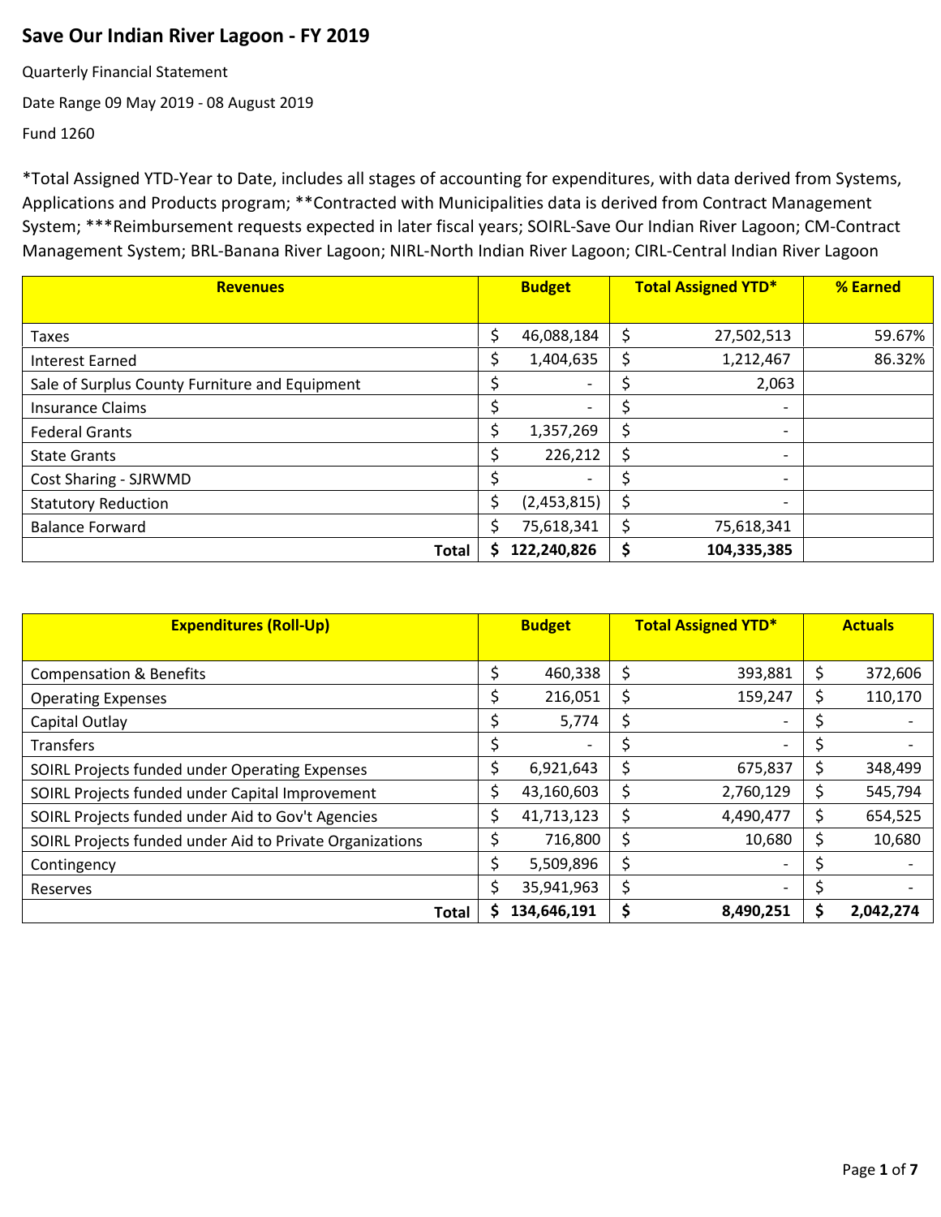# Save Our Indian River Lagoon - FY 2019

Quarterly Financial Statement

Date Range 09 May 2019 - 08 August 2019

Fund 1260

*Total Assigned YTD-Year to Date, includes all stages of accounting for expenditures, with data derived from Systems, Applications and Products program; **Contracted with Municipalities data is derived from Contract Management System; ***Reimbursement requests expected in later fiscal years; SOIRL-Save Our Indian River Lagoon; CM-Contract Management System; BRL-Banana River Lagoon; NIRL-North Indian River Lagoon; CIRL-Central Indian River Lagoon

| Revenues | Budget | Total Assigned YTD* | % Earned |
|---|---|---|---|
| Taxes | $ 46,088,184 | $ 27,502,513 | 59.67% |
| Interest Earned | $ 1,404,635 | $ 1,212,467 | 86.32% |
| Sale of Surplus County Furniture and Equipment | $ - | $ 2,063 | |
| Insurance Claims | $ - | $ - | |
| Federal Grants | $ 1,357,269 | $ - | |
| State Grants | $ 226,212 | $ - | |
| Cost Sharing - SJRWMD | $ - | $ - | |
| Statutory Reduction | $ (2,453,815) | $ - | |
| Balance Forward | $ 75,618,341 | $ 75,618,341 | |
| **Total** | **$ 122,240,826** | **$ 104,335,385** | |

| Expenditures (Roll-Up) | Budget | Total Assigned YTD* | Actuals |
|---|---|---|---|
| Compensation & Benefits | $ 460,338 | $ 393,881 | $ 372,606 |
| Operating Expenses | $ 216,051 | $ 159,247 | $ 110,170 |
| Capital Outlay | $ 5,774 | $ - | $ - |
| Transfers | $ - | $ - | $ - |
| SOIRL Projects funded under Operating Expenses | $ 6,921,643 | $ 675,837 | $ 348,499 |
| SOIRL Projects funded under Capital Improvement | $ 43,160,603 | $ 2,760,129 | $ 545,794 |
| SOIRL Projects funded under Aid to Gov't Agencies | $ 41,713,123 | $ 4,490,477 | $ 654,525 |
| SOIRL Projects funded under Aid to Private Organizations | $ 716,800 | $ 10,680 | $ 10,680 |
| Contingency | $ 5,509,896 | $ - | $ - |
| Reserves | $ 35,941,963 | $ - | $ - |
| **Total** | **$ 134,646,191** | **$ 8,490,251** | **$ 2,042,274** |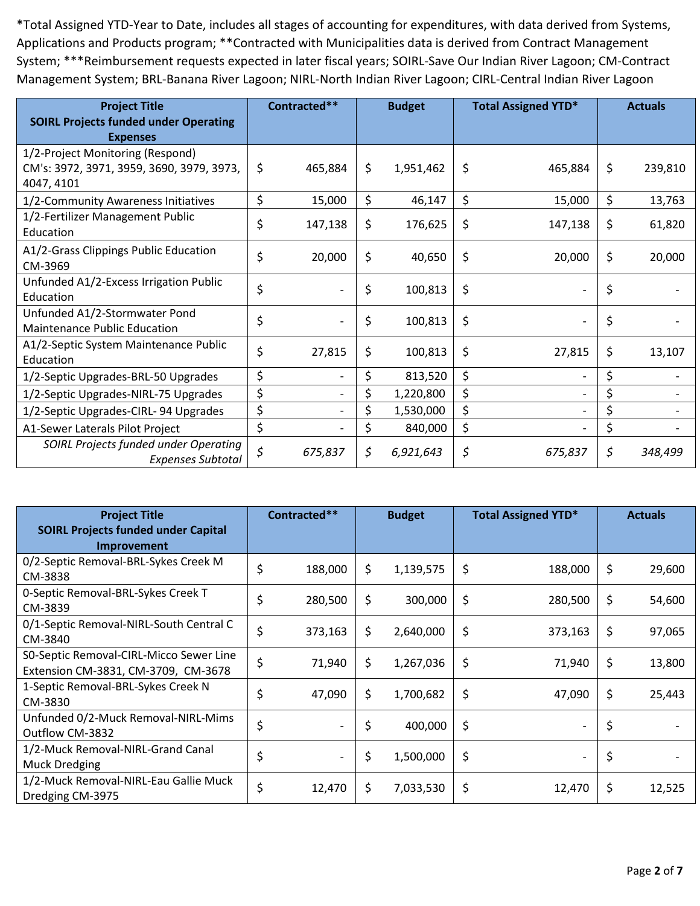*Total Assigned YTD-Year to Date, includes all stages of accounting for expenditures, with data derived from Systems, Applications and Products program; **Contracted with Municipalities data is derived from Contract Management System; ***Reimbursement requests expected in later fiscal years; SOIRL-Save Our Indian River Lagoon; CM-Contract Management System; BRL-Banana River Lagoon; NIRL-North Indian River Lagoon; CIRL-Central Indian River Lagoon

| Project Title SOIRL Projects funded under Operating Expenses | Contracted** | Budget | Total Assigned YTD* | Actuals |
|---|---|---|---|---|
| 1/2-Project Monitoring (Respond) CM's: 3972, 3971, 3959, 3690, 3979, 3973, 4047, 4101 | $ 465,884 | $ 1,951,462 | $ 465,884 | $ 239,810 |
| 1/2-Community Awareness Initiatives | $ 15,000 | $ 46,147 | $ 15,000 | $ 13,763 |
| 1/2-Fertilizer Management Public Education | $ 147,138 | $ 176,625 | $ 147,138 | $ 61,820 |
| A1/2-Grass Clippings Public Education CM-3969 | $ 20,000 | $ 40,650 | $ 20,000 | $ 20,000 |
| Unfunded A1/2-Excess Irrigation Public Education | $ - | $ 100,813 | $ - | $ - |
| Unfunded A1/2-Stormwater Pond Maintenance Public Education | $ - | $ 100,813 | $ - | $ - |
| A1/2-Septic System Maintenance Public Education | $ 27,815 | $ 100,813 | $ 27,815 | $ 13,107 |
| 1/2-Septic Upgrades-BRL-50 Upgrades | $ - | $ 813,520 | $ - | $ - |
| 1/2-Septic Upgrades-NIRL-75 Upgrades | $ - | $ 1,220,800 | $ - | $ - |
| 1/2-Septic Upgrades-CIRL- 94 Upgrades | $ - | $ 1,530,000 | $ - | $ - |
| A1-Sewer Laterals Pilot Project | $ - | $ 840,000 | $ - | $ - |
| *SOIRL Projects funded under Operating Expenses Subtotal* | *$ 675,837* | *$ 6,921,643* | *$ 675,837* | *$ 348,499* |

| Project Title SOIRL Projects funded under Capital Improvement | Contracted** | Budget | Total Assigned YTD* | Actuals |
|---|---|---|---|---|
| 0/2-Septic Removal-BRL-Sykes Creek M CM-3838 | $ 188,000 | $ 1,139,575 | $ 188,000 | $ 29,600 |
| 0-Septic Removal-BRL-Sykes Creek T CM-3839 | $ 280,500 | $ 300,000 | $ 280,500 | $ 54,600 |
| 0/1-Septic Removal-NIRL-South Central C CM-3840 | $ 373,163 | $ 2,640,000 | $ 373,163 | $ 97,065 |
| S0-Septic Removal-CIRL-Micco Sewer Line Extension CM-3831, CM-3709, CM-3678 | $ 71,940 | $ 1,267,036 | $ 71,940 | $ 13,800 |
| 1-Septic Removal-BRL-Sykes Creek N CM-3830 | $ 47,090 | $ 1,700,682 | $ 47,090 | $ 25,443 |
| Unfunded 0/2-Muck Removal-NIRL-Mims Outflow CM-3832 | $ - | $ 400,000 | $ - | $ - |
| 1/2-Muck Removal-NIRL-Grand Canal Muck Dredging | $ - | $ 1,500,000 | $ - | $ - |
| 1/2-Muck Removal-NIRL-Eau Gallie Muck Dredging CM-3975 | $ 12,470 | $ 7,033,530 | $ 12,470 | $ 12,525 |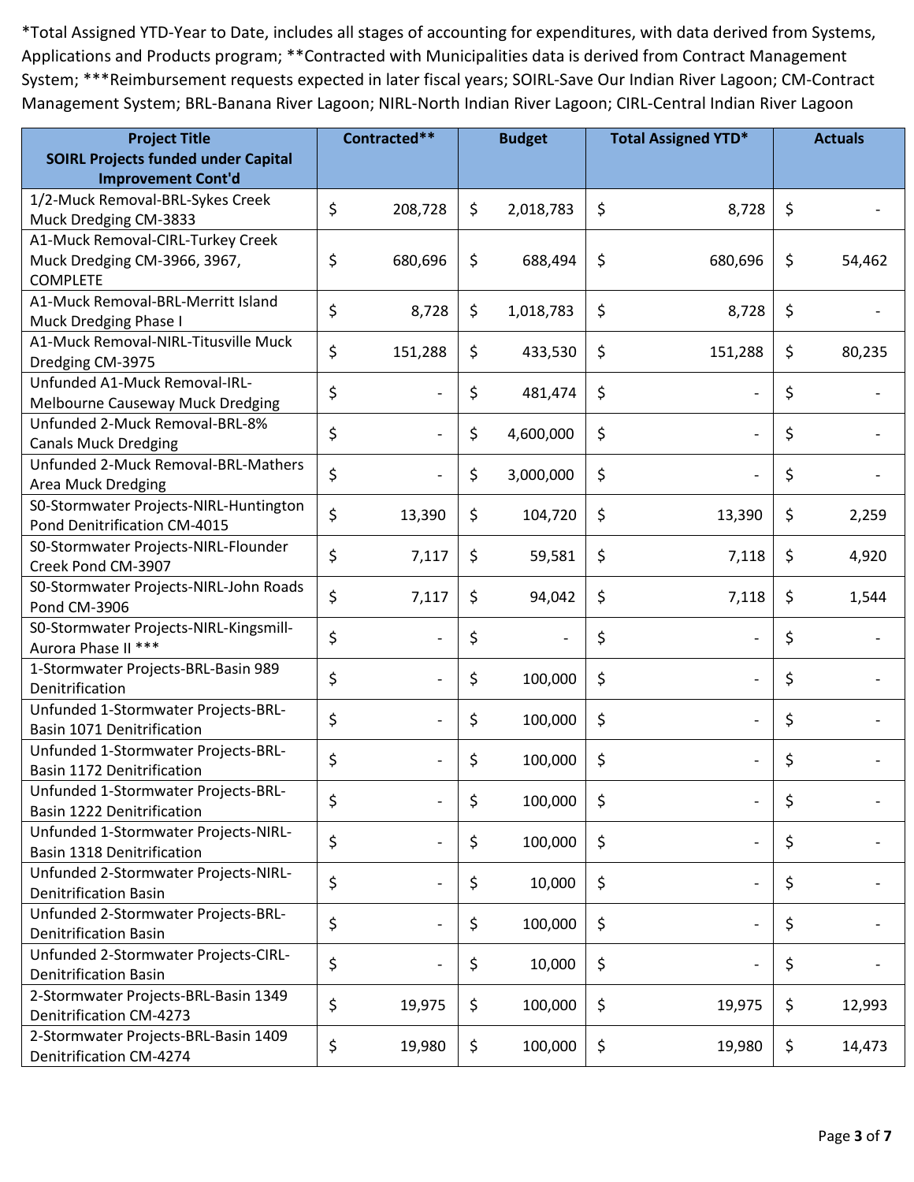*Total Assigned YTD-Year to Date, includes all stages of accounting for expenditures, with data derived from Systems, Applications and Products program; **Contracted with Municipalities data is derived from Contract Management System; ***Reimbursement requests expected in later fiscal years; SOIRL-Save Our Indian River Lagoon; CM-Contract Management System; BRL-Banana River Lagoon; NIRL-North Indian River Lagoon; CIRL-Central Indian River Lagoon

| Project Title SOIRL Projects funded under Capital Improvement Cont'd | Contracted** | Budget | Total Assigned YTD* | Actuals |
|---|---|---|---|---|
| 1/2-Muck Removal-BRL-Sykes Creek Muck Dredging CM-3833 | $ 208,728 | $ 2,018,783 | $ 8,728 | $ - |
| A1-Muck Removal-CIRL-Turkey Creek Muck Dredging CM-3966, 3967, COMPLETE | $ 680,696 | $ 688,494 | $ 680,696 | $ 54,462 |
| A1-Muck Removal-BRL-Merritt Island Muck Dredging Phase I | $ 8,728 | $ 1,018,783 | $ 8,728 | $ - |
| A1-Muck Removal-NIRL-Titusville Muck Dredging CM-3975 | $ 151,288 | $ 433,530 | $ 151,288 | $ 80,235 |
| Unfunded A1-Muck Removal-IRL-Melbourne Causeway Muck Dredging | $ - | $ 481,474 | $ - | $ - |
| Unfunded 2-Muck Removal-BRL-8% Canals Muck Dredging | $ - | $ 4,600,000 | $ - | $ - |
| Unfunded 2-Muck Removal-BRL-Mathers Area Muck Dredging | $ - | $ 3,000,000 | $ - | $ - |
| S0-Stormwater Projects-NIRL-Huntington Pond Denitrification CM-4015 | $ 13,390 | $ 104,720 | $ 13,390 | $ 2,259 |
| S0-Stormwater Projects-NIRL-Flounder Creek Pond CM-3907 | $ 7,117 | $ 59,581 | $ 7,118 | $ 4,920 |
| S0-Stormwater Projects-NIRL-John Roads Pond CM-3906 | $ 7,117 | $ 94,042 | $ 7,118 | $ 1,544 |
| S0-Stormwater Projects-NIRL-Kingsmill-Aurora Phase II *** | $ - | $ - | $ - | $ - |
| 1-Stormwater Projects-BRL-Basin 989 Denitrification | $ - | $ 100,000 | $ - | $ - |
| Unfunded 1-Stormwater Projects-BRL-Basin 1071 Denitrification | $ - | $ 100,000 | $ - | $ - |
| Unfunded 1-Stormwater Projects-BRL-Basin 1172 Denitrification | $ - | $ 100,000 | $ - | $ - |
| Unfunded 1-Stormwater Projects-BRL-Basin 1222 Denitrification | $ - | $ 100,000 | $ - | $ - |
| Unfunded 1-Stormwater Projects-NIRL-Basin 1318 Denitrification | $ - | $ 100,000 | $ - | $ - |
| Unfunded 2-Stormwater Projects-NIRL-Denitrification Basin | $ - | $ 10,000 | $ - | $ - |
| Unfunded 2-Stormwater Projects-BRL-Denitrification Basin | $ - | $ 100,000 | $ - | $ - |
| Unfunded 2-Stormwater Projects-CIRL-Denitrification Basin | $ - | $ 10,000 | $ - | $ - |
| 2-Stormwater Projects-BRL-Basin 1349 Denitrification CM-4273 | $ 19,975 | $ 100,000 | $ 19,975 | $ 12,993 |
| 2-Stormwater Projects-BRL-Basin 1409 Denitrification CM-4274 | $ 19,980 | $ 100,000 | $ 19,980 | $ 14,473 |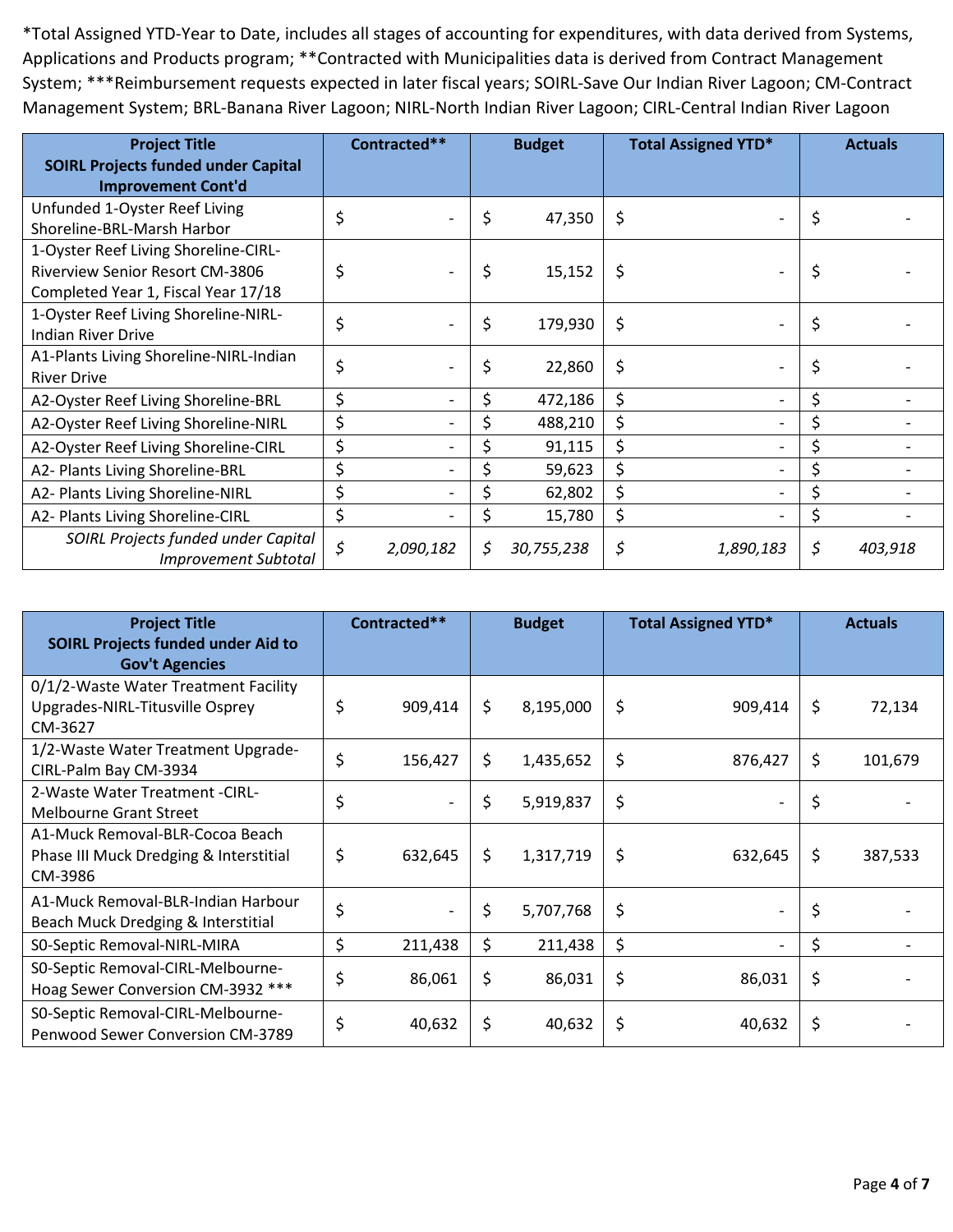*Total Assigned YTD-Year to Date, includes all stages of accounting for expenditures, with data derived from Systems, Applications and Products program; **Contracted with Municipalities data is derived from Contract Management System; ***Reimbursement requests expected in later fiscal years; SOIRL-Save Our Indian River Lagoon; CM-Contract Management System; BRL-Banana River Lagoon; NIRL-North Indian River Lagoon; CIRL-Central Indian River Lagoon

| Project Title SOIRL Projects funded under Capital Improvement Cont'd | Contracted** | Budget | Total Assigned YTD* | Actuals |
|---|---|---|---|---|
| Unfunded 1-Oyster Reef Living Shoreline-BRL-Marsh Harbor | $ - | $ 47,350 | $ - | $ - |
| 1-Oyster Reef Living Shoreline-CIRL-Riverview Senior Resort CM-3806 Completed Year 1, Fiscal Year 17/18 | $ - | $ 15,152 | $ - | $ - |
| 1-Oyster Reef Living Shoreline-NIRL-Indian River Drive | $ - | $ 179,930 | $ - | $ - |
| A1-Plants Living Shoreline-NIRL-Indian River Drive | $ - | $ 22,860 | $ - | $ - |
| A2-Oyster Reef Living Shoreline-BRL | $ - | $ 472,186 | $ - | $ - |
| A2-Oyster Reef Living Shoreline-NIRL | $ - | $ 488,210 | $ - | $ - |
| A2-Oyster Reef Living Shoreline-CIRL | $ - | $ 91,115 | $ - | $ - |
| A2- Plants Living Shoreline-BRL | $ - | $ 59,623 | $ - | $ - |
| A2- Plants Living Shoreline-NIRL | $ - | $ 62,802 | $ - | $ - |
| A2- Plants Living Shoreline-CIRL | $ - | $ 15,780 | $ - | $ - |
| *SOIRL Projects funded under Capital Improvement Subtotal* | *$ 2,090,182* | *$ 30,755,238* | *$ 1,890,183* | *$ 403,918* |

| Project Title SOIRL Projects funded under Aid to Gov't Agencies | Contracted** | Budget | Total Assigned YTD* | Actuals |
|---|---|---|---|---|
| 0/1/2-Waste Water Treatment Facility Upgrades-NIRL-Titusville Osprey CM-3627 | $ 909,414 | $ 8,195,000 | $ 909,414 | $ 72,134 |
| 1/2-Waste Water Treatment Upgrade-CIRL-Palm Bay CM-3934 | $ 156,427 | $ 1,435,652 | $ 876,427 | $ 101,679 |
| 2-Waste Water Treatment -CIRL-Melbourne Grant Street | $ - | $ 5,919,837 | $ - | $ - |
| A1-Muck Removal-BLR-Cocoa Beach Phase III Muck Dredging & Interstitial CM-3986 | $ 632,645 | $ 1,317,719 | $ 632,645 | $ 387,533 |
| A1-Muck Removal-BLR-Indian Harbour Beach Muck Dredging & Interstitial | $ - | $ 5,707,768 | $ - | $ - |
| S0-Septic Removal-NIRL-MIRA | $ 211,438 | $ 211,438 | $ - | $ - |
| S0-Septic Removal-CIRL-Melbourne-Hoag Sewer Conversion CM-3932 *** | $ 86,061 | $ 86,031 | $ 86,031 | $ - |
| S0-Septic Removal-CIRL-Melbourne-Penwood Sewer Conversion CM-3789 | $ 40,632 | $ 40,632 | $ 40,632 | $ - |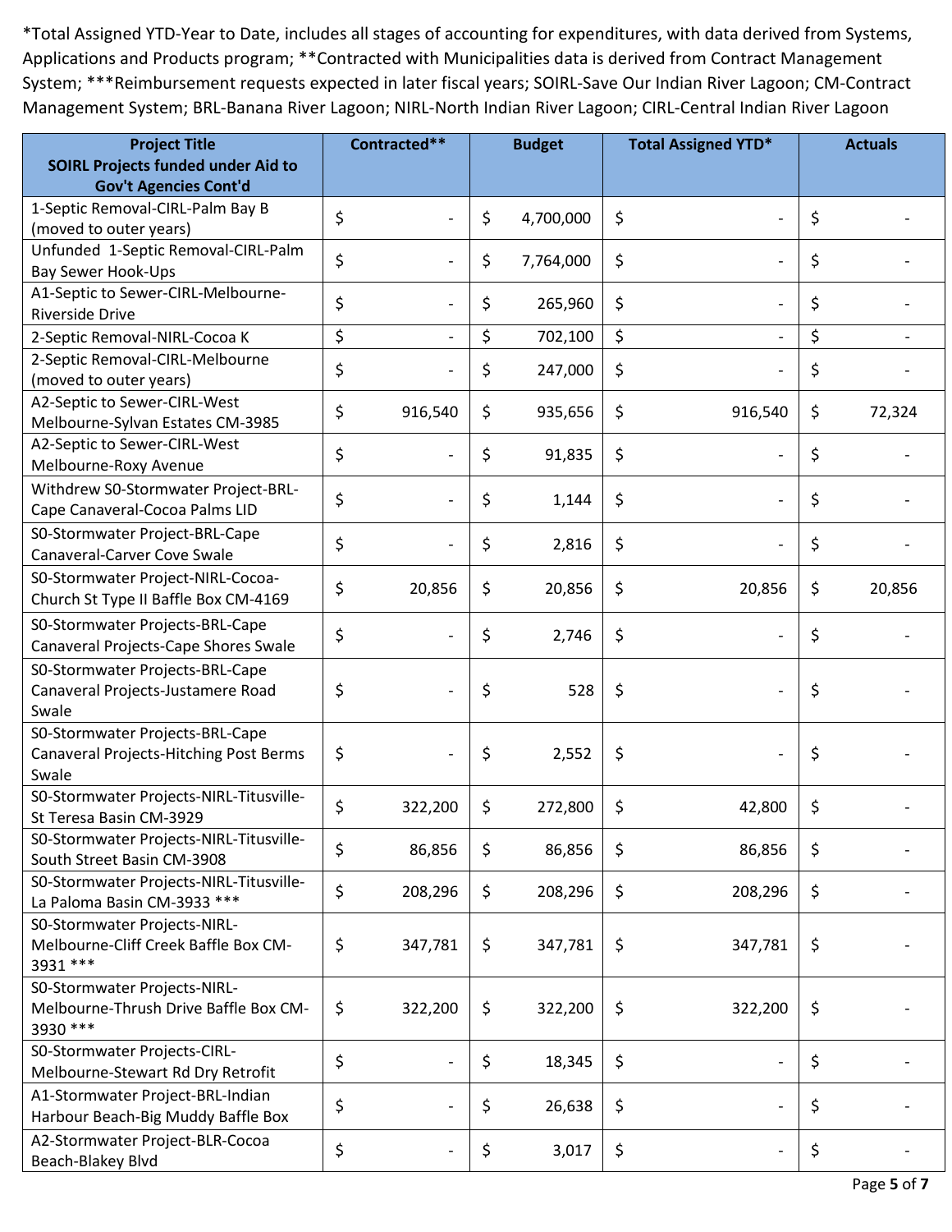*Total Assigned YTD-Year to Date, includes all stages of accounting for expenditures, with data derived from Systems, Applications and Products program; **Contracted with Municipalities data is derived from Contract Management System; ***Reimbursement requests expected in later fiscal years; SOIRL-Save Our Indian River Lagoon; CM-Contract Management System; BRL-Banana River Lagoon; NIRL-North Indian River Lagoon; CIRL-Central Indian River Lagoon

| Project Title SOIRL Projects funded under Aid to Gov't Agencies Cont'd | Contracted** | Budget | Total Assigned YTD* | Actuals |
|---|---|---|---|---|
| 1-Septic Removal-CIRL-Palm Bay B (moved to outer years) | $ - | $ 4,700,000 | $ - | $ - |
| Unfunded 1-Septic Removal-CIRL-Palm Bay Sewer Hook-Ups | $ - | $ 7,764,000 | $ - | $ - |
| A1-Septic to Sewer-CIRL-Melbourne-Riverside Drive | $ - | $ 265,960 | $ - | $ - |
| 2-Septic Removal-NIRL-Cocoa K | $ - | $ 702,100 | $ - | $ - |
| 2-Septic Removal-CIRL-Melbourne (moved to outer years) | $ - | $ 247,000 | $ - | $ - |
| A2-Septic to Sewer-CIRL-West Melbourne-Sylvan Estates CM-3985 | $ 916,540 | $ 935,656 | $ 916,540 | $ 72,324 |
| A2-Septic to Sewer-CIRL-West Melbourne-Roxy Avenue | $ - | $ 91,835 | $ - | $ - |
| Withdrew S0-Stormwater Project-BRL-Cape Canaveral-Cocoa Palms LID | $ - | $ 1,144 | $ - | $ - |
| S0-Stormwater Project-BRL-Cape Canaveral-Carver Cove Swale | $ - | $ 2,816 | $ - | $ - |
| S0-Stormwater Project-NIRL-Cocoa-Church St Type II Baffle Box CM-4169 | $ 20,856 | $ 20,856 | $ 20,856 | $ 20,856 |
| S0-Stormwater Projects-BRL-Cape Canaveral Projects-Cape Shores Swale | $ - | $ 2,746 | $ - | $ - |
| S0-Stormwater Projects-BRL-Cape Canaveral Projects-Justamere Road Swale | $ - | $ 528 | $ - | $ - |
| S0-Stormwater Projects-BRL-Cape Canaveral Projects-Hitching Post Berms Swale | $ - | $ 2,552 | $ - | $ - |
| S0-Stormwater Projects-NIRL-Titusville-St Teresa Basin CM-3929 | $ 322,200 | $ 272,800 | $ 42,800 | $ - |
| S0-Stormwater Projects-NIRL-Titusville-South Street Basin CM-3908 | $ 86,856 | $ 86,856 | $ 86,856 | $ - |
| S0-Stormwater Projects-NIRL-Titusville-La Paloma Basin CM-3933 *** | $ 208,296 | $ 208,296 | $ 208,296 | $ - |
| S0-Stormwater Projects-NIRL-Melbourne-Cliff Creek Baffle Box CM-3931 *** | $ 347,781 | $ 347,781 | $ 347,781 | $ - |
| S0-Stormwater Projects-NIRL-Melbourne-Thrush Drive Baffle Box CM-3930 *** | $ 322,200 | $ 322,200 | $ 322,200 | $ - |
| S0-Stormwater Projects-CIRL-Melbourne-Stewart Rd Dry Retrofit | $ - | $ 18,345 | $ - | $ - |
| A1-Stormwater Project-BRL-Indian Harbour Beach-Big Muddy Baffle Box | $ - | $ 26,638 | $ - | $ - |
| A2-Stormwater Project-BLR-Cocoa Beach-Blakey Blvd | $ - | $ 3,017 | $ - | $ - |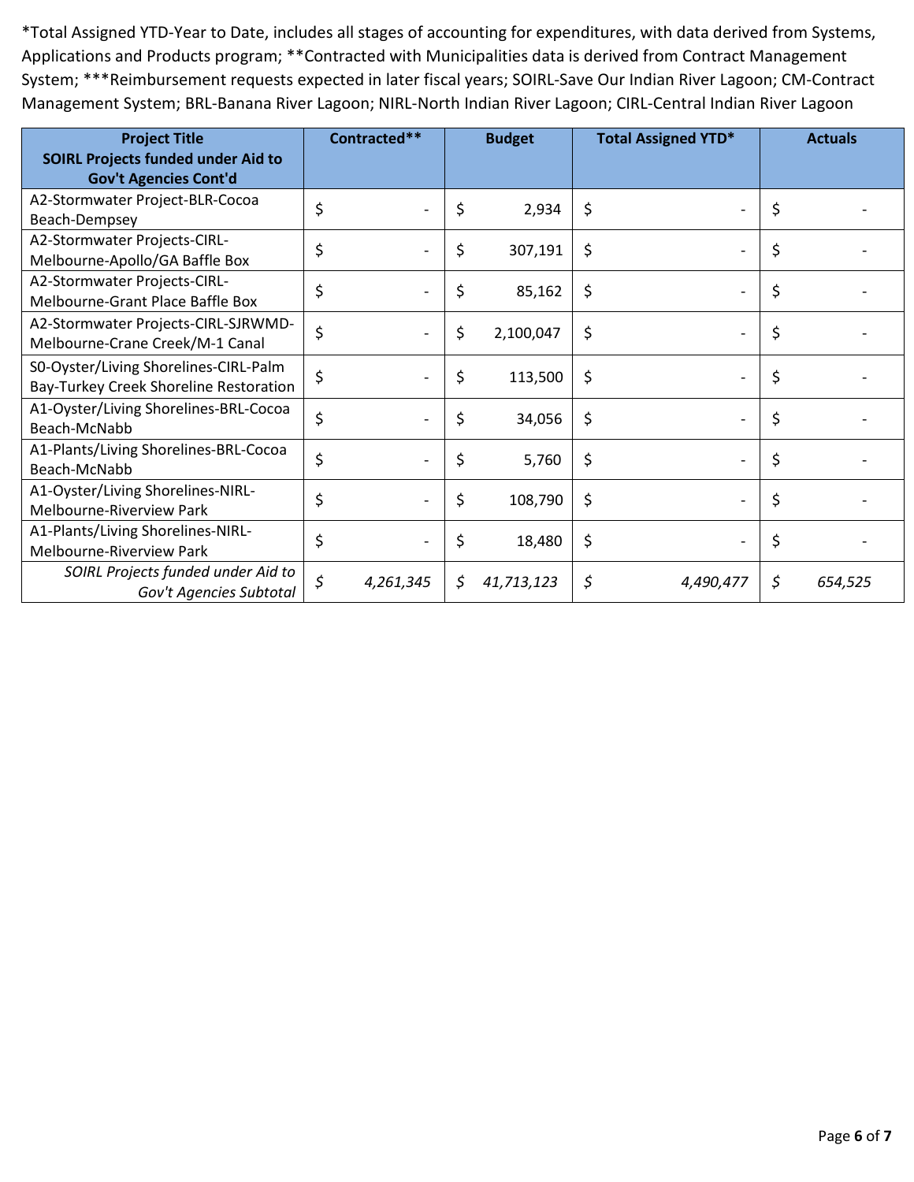*Total Assigned YTD-Year to Date, includes all stages of accounting for expenditures, with data derived from Systems, Applications and Products program; **Contracted with Municipalities data is derived from Contract Management System; ***Reimbursement requests expected in later fiscal years; SOIRL-Save Our Indian River Lagoon; CM-Contract Management System; BRL-Banana River Lagoon; NIRL-North Indian River Lagoon; CIRL-Central Indian River Lagoon

| **Project Title SOIRL Projects funded under Aid to Gov't Agencies Cont'd** | **Contracted**** | **Budget** | **Total Assigned YTD*** | **Actuals** |
|---|---|---|---|---|
| A2-Stormwater Project-BLR-Cocoa Beach-Dempsey | $ - | $ 2,934 | $ - | $ - |
| A2-Stormwater Projects-CIRL-Melbourne-Apollo/GA Baffle Box | $ - | $ 307,191 | $ - | $ - |
| A2-Stormwater Projects-CIRL-Melbourne-Grant Place Baffle Box | $ - | $ 85,162 | $ - | $ - |
| A2-Stormwater Projects-CIRL-SJRWMD-Melbourne-Crane Creek/M-1 Canal | $ - | $ 2,100,047 | $ - | $ - |
| S0-Oyster/Living Shorelines-CIRL-Palm Bay-Turkey Creek Shoreline Restoration | $ - | $ 113,500 | $ - | $ - |
| A1-Oyster/Living Shorelines-BRL-Cocoa Beach-McNabb | $ - | $ 34,056 | $ - | $ - |
| A1-Plants/Living Shorelines-BRL-Cocoa Beach-McNabb | $ - | $ 5,760 | $ - | $ - |
| A1-Oyster/Living Shorelines-NIRL-Melbourne-Riverview Park | $ - | $ 108,790 | $ - | $ - |
| A1-Plants/Living Shorelines-NIRL-Melbourne-Riverview Park | $ - | $ 18,480 | $ - | $ - |
| *SOIRL Projects funded under Aid to Gov't Agencies Subtotal* | *$ 4,261,345* | *$ 41,713,123* | *$ 4,490,477* | *$ 654,525* |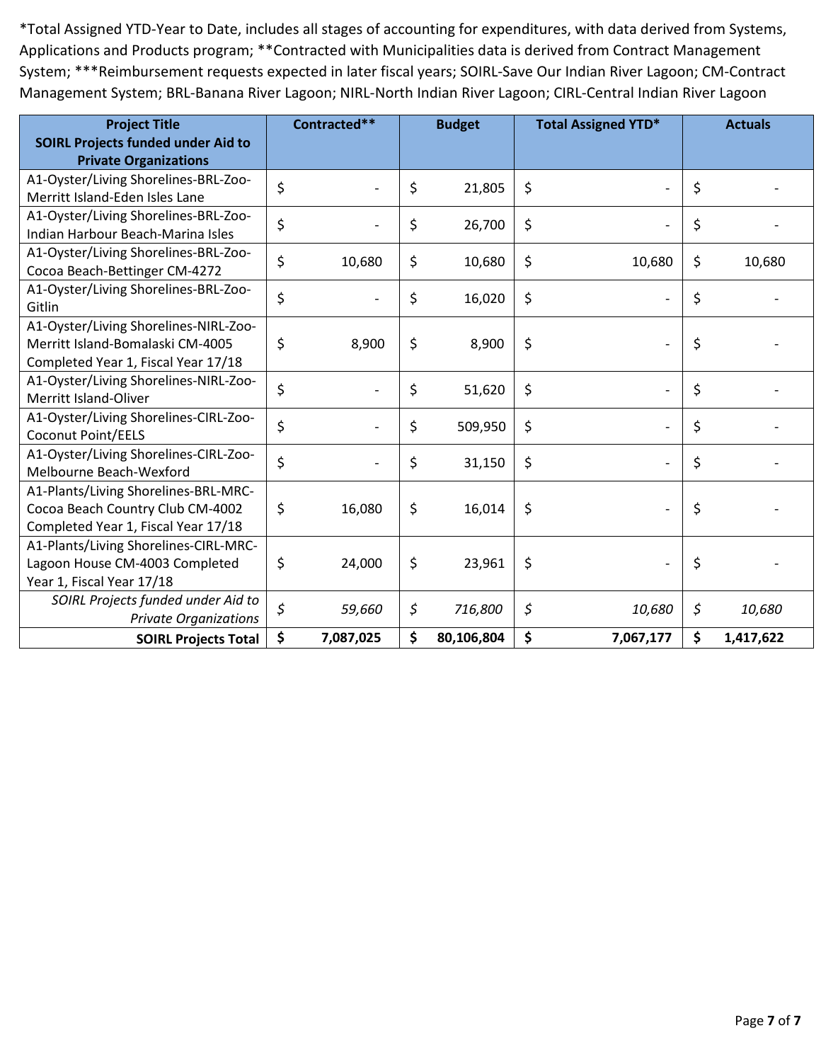*Total Assigned YTD-Year to Date, includes all stages of accounting for expenditures, with data derived from Systems, Applications and Products program; **Contracted with Municipalities data is derived from Contract Management System; ***Reimbursement requests expected in later fiscal years; SOIRL-Save Our Indian River Lagoon; CM-Contract Management System; BRL-Banana River Lagoon; NIRL-North Indian River Lagoon; CIRL-Central Indian River Lagoon

| Project Title<br>SOIRL Projects funded under Aid to Private Organizations | Contracted** | Budget | Total Assigned YTD* | Actuals |
|---|---|---|---|---|
| A1-Oyster/Living Shorelines-BRL-Zoo-Merritt Island-Eden Isles Lane | $ - | $ 21,805 | $ - | $ - |
| A1-Oyster/Living Shorelines-BRL-Zoo-Indian Harbour Beach-Marina Isles | $ - | $ 26,700 | $ - | $ - |
| A1-Oyster/Living Shorelines-BRL-Zoo-Cocoa Beach-Bettinger CM-4272 | $ 10,680 | $ 10,680 | $ 10,680 | $ 10,680 |
| A1-Oyster/Living Shorelines-BRL-Zoo-Gitlin | $ - | $ 16,020 | $ - | $ - |
| A1-Oyster/Living Shorelines-NIRL-Zoo-Merritt Island-Bomalaski CM-4005 Completed Year 1, Fiscal Year 17/18 | $ 8,900 | $ 8,900 | $ - | $ - |
| A1-Oyster/Living Shorelines-NIRL-Zoo-Merritt Island-Oliver | $ - | $ 51,620 | $ - | $ - |
| A1-Oyster/Living Shorelines-CIRL-Zoo-Coconut Point/EELS | $ - | $ 509,950 | $ - | $ - |
| A1-Oyster/Living Shorelines-CIRL-Zoo-Melbourne Beach-Wexford | $ - | $ 31,150 | $ - | $ - |
| A1-Plants/Living Shorelines-BRL-MRC-Cocoa Beach Country Club CM-4002 Completed Year 1, Fiscal Year 17/18 | $ 16,080 | $ 16,014 | $ - | $ - |
| A1-Plants/Living Shorelines-CIRL-MRC-Lagoon House CM-4003 Completed Year 1, Fiscal Year 17/18 | $ 24,000 | $ 23,961 | $ - | $ - |
| *SOIRL Projects funded under Aid to Private Organizations* | *$ 59,660* | *$ 716,800* | *$ 10,680* | *$ 10,680* |
| **SOIRL Projects Total** | **$ 7,087,025** | **$ 80,106,804** | **$ 7,067,177** | **$ 1,417,622** |